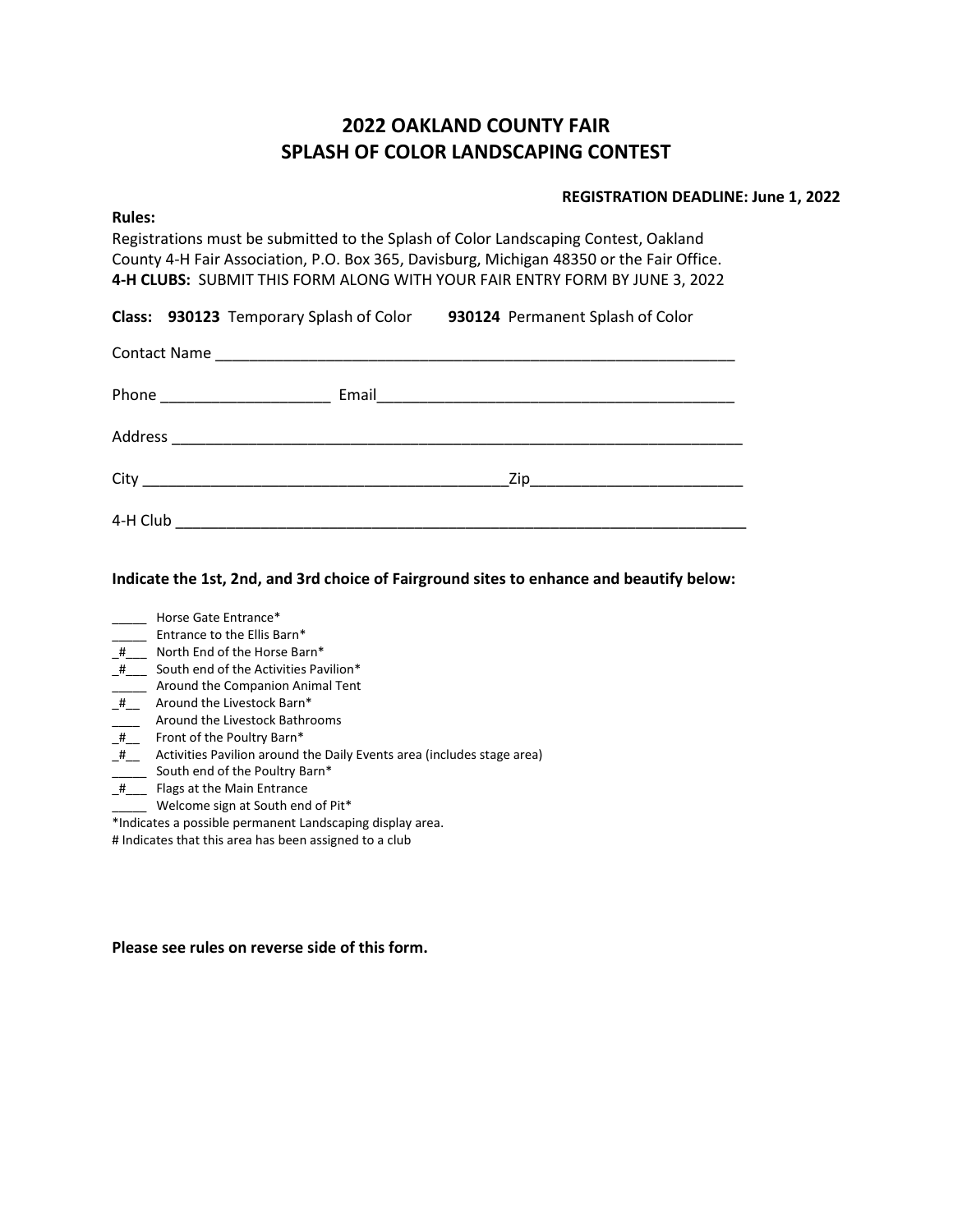# 2022 OAKLAND COUNTY FAIR
# SPLASH OF COLOR LANDSCAPING CONTEST

**REGISTRATION DEADLINE: June 1, 2022**

**Rules:**

Registrations must be submitted to the Splash of Color Landscaping Contest, Oakland County 4-H Fair Association, P.O. Box 365, Davisburg, Michigan 48350 or the Fair Office.
**4-H CLUBS:** SUBMIT THIS FORM ALONG WITH YOUR FAIR ENTRY FORM BY JUNE 3, 2022

**Class: 930123** Temporary Splash of Color **930124** Permanent Splash of Color

Contact Name ___________________________________________________________

Phone ___________________ Email________________________________________

Address ________________________________________________________________

City __________________________________________Zip________________________

4-H Club _______________________________________________________________

**Indicate the 1st, 2nd, and 3rd choice of Fairground sites to enhance and beautify below:**

_____ Horse Gate Entrance*
_____ Entrance to the Ellis Barn*
_#___ North End of the Horse Barn*
_#___ South end of the Activities Pavilion*
_____ Around the Companion Animal Tent
_#__ Around the Livestock Barn*
____ Around the Livestock Bathrooms
_#__ Front of the Poultry Barn*
_#__ Activities Pavilion around the Daily Events area (includes stage area)
_____ South end of the Poultry Barn*
_#___ Flags at the Main Entrance
_____ Welcome sign at South end of Pit*

*Indicates a possible permanent Landscaping display area.
# Indicates that this area has been assigned to a club

**Please see rules on reverse side of this form.**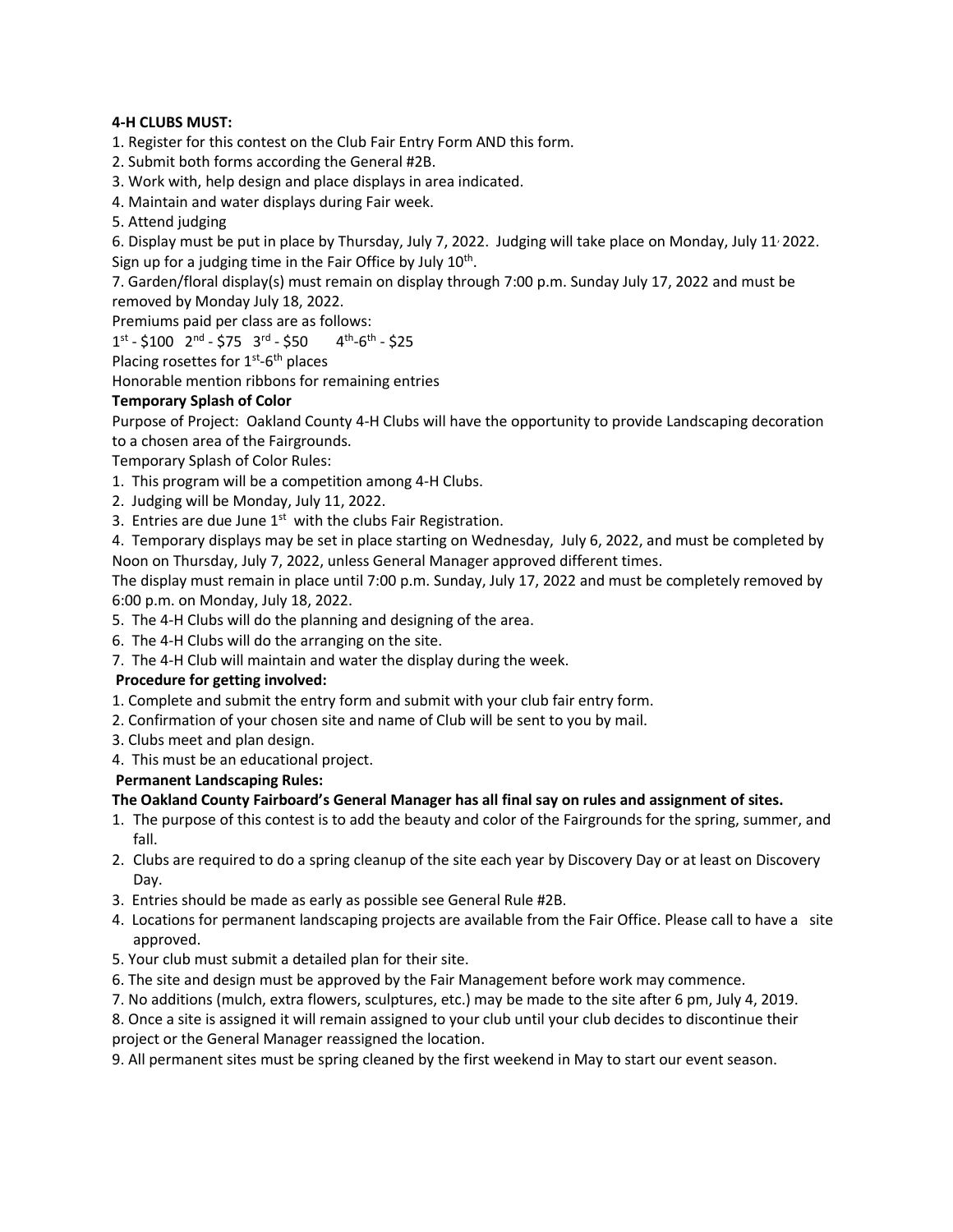**4-H CLUBS MUST:**

1. Register for this contest on the Club Fair Entry Form AND this form.
2. Submit both forms according the General #2B.
3. Work with, help design and place displays in area indicated.
4. Maintain and water displays during Fair week.
5. Attend judging
6. Display must be put in place by Thursday, July 7, 2022. Judging will take place on Monday, July 11, 2022. Sign up for a judging time in the Fair Office by July 10th.
7. Garden/floral display(s) must remain on display through 7:00 p.m. Sunday July 17, 2022 and must be removed by Monday July 18, 2022.

Premiums paid per class are as follows:

1st - $100 2nd - $75 3rd - $50 4th-6th - $25

Placing rosettes for 1st-6th places

Honorable mention ribbons for remaining entries

**Temporary Splash of Color**

Purpose of Project: Oakland County 4-H Clubs will have the opportunity to provide Landscaping decoration to a chosen area of the Fairgrounds.

Temporary Splash of Color Rules:

1. This program will be a competition among 4-H Clubs.
2. Judging will be Monday, July 11, 2022.
3. Entries are due June 1st with the clubs Fair Registration.
4. Temporary displays may be set in place starting on Wednesday, July 6, 2022, and must be completed by Noon on Thursday, July 7, 2022, unless General Manager approved different times.
   The display must remain in place until 7:00 p.m. Sunday, July 17, 2022 and must be completely removed by 6:00 p.m. on Monday, July 18, 2022.
5. The 4-H Clubs will do the planning and designing of the area.
6. The 4-H Clubs will do the arranging on the site.
7. The 4-H Club will maintain and water the display during the week.

**Procedure for getting involved:**

1. Complete and submit the entry form and submit with your club fair entry form.
2. Confirmation of your chosen site and name of Club will be sent to you by mail.
3. Clubs meet and plan design.
4. This must be an educational project.

**Permanent Landscaping Rules:**

**The Oakland County Fairboard's General Manager has all final say on rules and assignment of sites.**

1. The purpose of this contest is to add the beauty and color of the Fairgrounds for the spring, summer, and fall.
2. Clubs are required to do a spring cleanup of the site each year by Discovery Day or at least on Discovery Day.
3. Entries should be made as early as possible see General Rule #2B.
4. Locations for permanent landscaping projects are available from the Fair Office. Please call to have a site approved.
5. Your club must submit a detailed plan for their site.
6. The site and design must be approved by the Fair Management before work may commence.
7. No additions (mulch, extra flowers, sculptures, etc.) may be made to the site after 6 pm, July 4, 2019.
8. Once a site is assigned it will remain assigned to your club until your club decides to discontinue their project or the General Manager reassigned the location.
9. All permanent sites must be spring cleaned by the first weekend in May to start our event season.